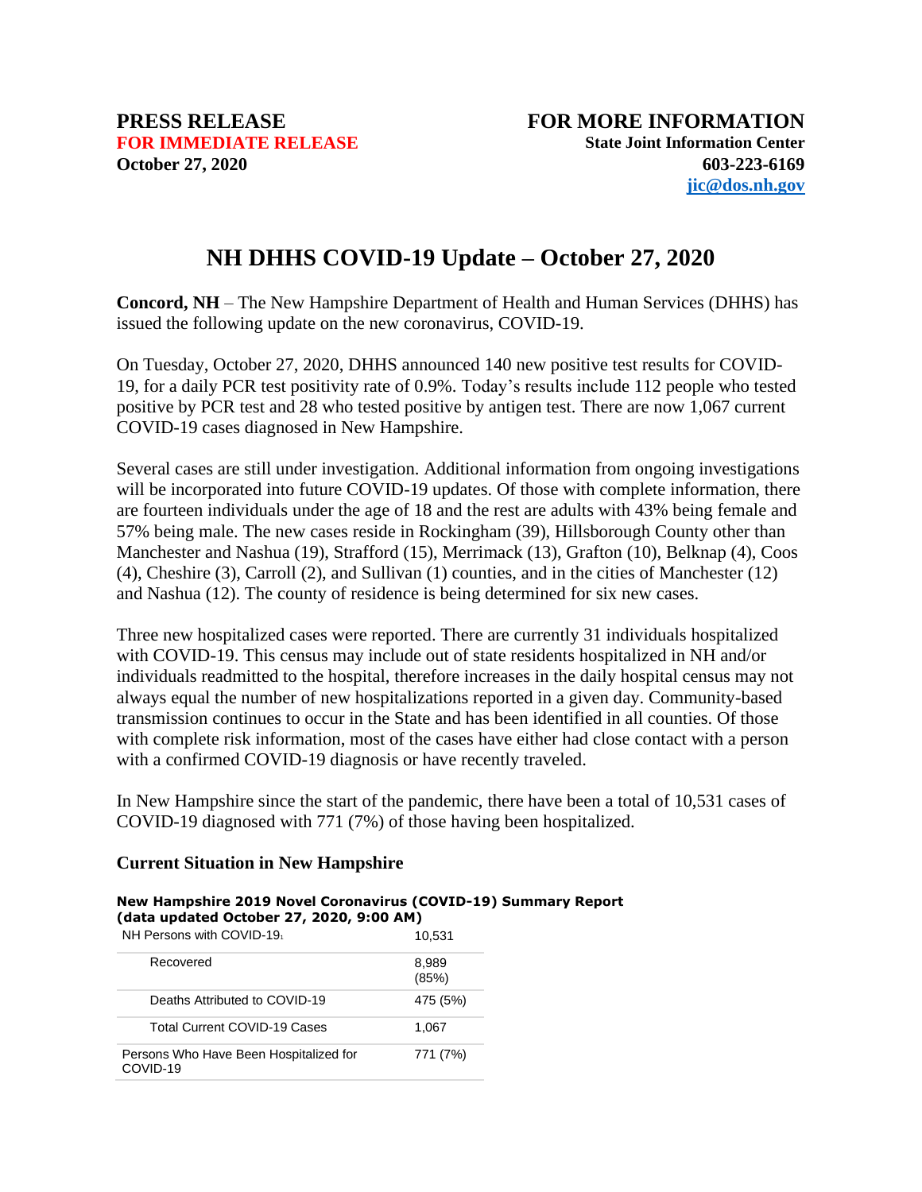**PRESS RELEASE**
**FOR IMMEDIATE RELEASE**
**October 27, 2020**

**FOR MORE INFORMATION**
**State Joint Information Center**
**603-223-6169**
**jic@dos.nh.gov**

# NH DHHS COVID-19 Update – October 27, 2020

**Concord, NH** – The New Hampshire Department of Health and Human Services (DHHS) has issued the following update on the new coronavirus, COVID-19.

On Tuesday, October 27, 2020, DHHS announced 140 new positive test results for COVID-19, for a daily PCR test positivity rate of 0.9%. Today's results include 112 people who tested positive by PCR test and 28 who tested positive by antigen test. There are now 1,067 current COVID-19 cases diagnosed in New Hampshire.

Several cases are still under investigation. Additional information from ongoing investigations will be incorporated into future COVID-19 updates. Of those with complete information, there are fourteen individuals under the age of 18 and the rest are adults with 43% being female and 57% being male. The new cases reside in Rockingham (39), Hillsborough County other than Manchester and Nashua (19), Strafford (15), Merrimack (13), Grafton (10), Belknap (4), Coos (4), Cheshire (3), Carroll (2), and Sullivan (1) counties, and in the cities of Manchester (12) and Nashua (12). The county of residence is being determined for six new cases.

Three new hospitalized cases were reported. There are currently 31 individuals hospitalized with COVID-19. This census may include out of state residents hospitalized in NH and/or individuals readmitted to the hospital, therefore increases in the daily hospital census may not always equal the number of new hospitalizations reported in a given day. Community-based transmission continues to occur in the State and has been identified in all counties. Of those with complete risk information, most of the cases have either had close contact with a person with a confirmed COVID-19 diagnosis or have recently traveled.

In New Hampshire since the start of the pandemic, there have been a total of 10,531 cases of COVID-19 diagnosed with 771 (7%) of those having been hospitalized.

### Current Situation in New Hampshire

**New Hampshire 2019 Novel Coronavirus (COVID-19) Summary Report (data updated October 27, 2020, 9:00 AM)**

| | |
|---|---|
| NH Persons with COVID-19[1] | 10,531 |
| Recovered | 8,989 (85%) |
| Deaths Attributed to COVID-19 | 475 (5%) |
| Total Current COVID-19 Cases | 1,067 |
| Persons Who Have Been Hospitalized for COVID-19 | 771 (7%) |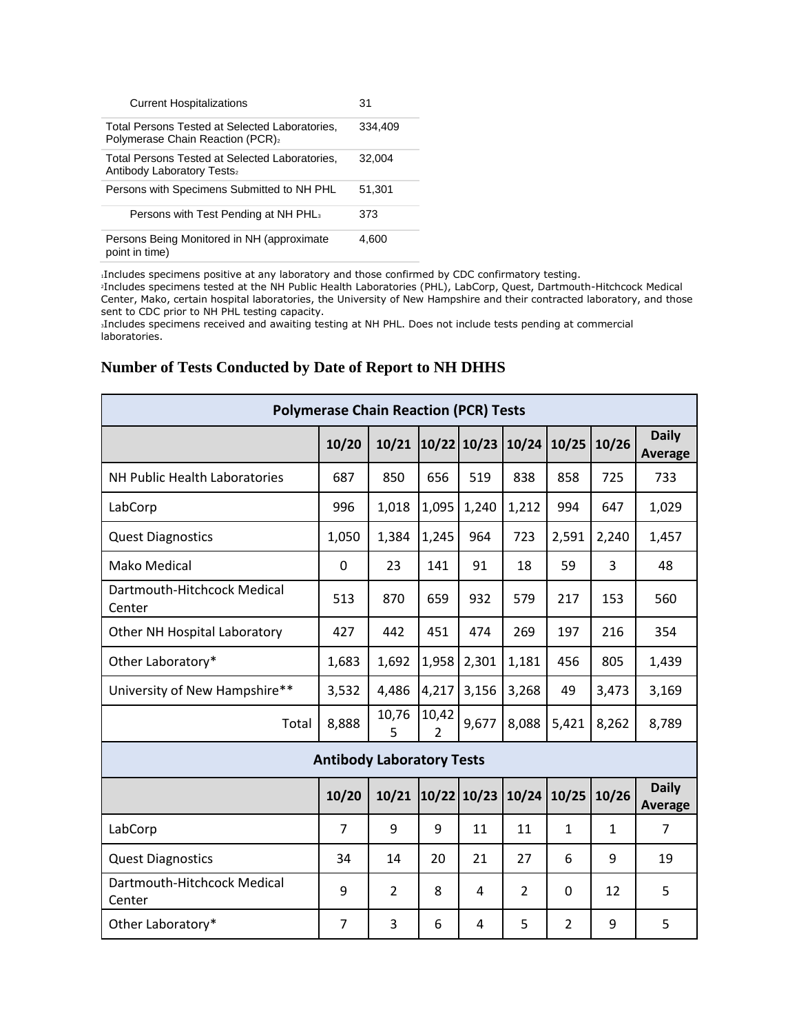| Current Hospitalizations | 31 |
|---|---|
| Total Persons Tested at Selected Laboratories, Polymerase Chain Reaction (PCR)[2] | 334,409 |
| Total Persons Tested at Selected Laboratories, Antibody Laboratory Tests[2] | 32,004 |
| Persons with Specimens Submitted to NH PHL | 51,301 |
| Persons with Test Pending at NH PHL[3] | 373 |
| Persons Being Monitored in NH (approximate point in time) | 4,600 |

[1]Includes specimens positive at any laboratory and those confirmed by CDC confirmatory testing.
[2]Includes specimens tested at the NH Public Health Laboratories (PHL), LabCorp, Quest, Dartmouth-Hitchcock Medical Center, Mako, certain hospital laboratories, the University of New Hampshire and their contracted laboratory, and those sent to CDC prior to NH PHL testing capacity.
[3]Includes specimens received and awaiting testing at NH PHL. Does not include tests pending at commercial laboratories.

## Number of Tests Conducted by Date of Report to NH DHHS

| Polymerase Chain Reaction (PCR) Tests | | | | | | | | |
|---|---|---|---|---|---|---|---|---|
| | 10/20 | 10/21 | 10/22 | 10/23 | 10/24 | 10/25 | 10/26 | Daily Average |
| NH Public Health Laboratories | 687 | 850 | 656 | 519 | 838 | 858 | 725 | 733 |
| LabCorp | 996 | 1,018 | 1,095 | 1,240 | 1,212 | 994 | 647 | 1,029 |
| Quest Diagnostics | 1,050 | 1,384 | 1,245 | 964 | 723 | 2,591 | 2,240 | 1,457 |
| Mako Medical | 0 | 23 | 141 | 91 | 18 | 59 | 3 | 48 |
| Dartmouth-Hitchcock Medical Center | 513 | 870 | 659 | 932 | 579 | 217 | 153 | 560 |
| Other NH Hospital Laboratory | 427 | 442 | 451 | 474 | 269 | 197 | 216 | 354 |
| Other Laboratory* | 1,683 | 1,692 | 1,958 | 2,301 | 1,181 | 456 | 805 | 1,439 |
| University of New Hampshire** | 3,532 | 4,486 | 4,217 | 3,156 | 3,268 | 49 | 3,473 | 3,169 |
| Total | 8,888 | 10,765 | 10,422 | 9,677 | 8,088 | 5,421 | 8,262 | 8,789 |

| Antibody Laboratory Tests | | | | | | | | |
|---|---|---|---|---|---|---|---|---|
| | 10/20 | 10/21 | 10/22 | 10/23 | 10/24 | 10/25 | 10/26 | Daily Average |
| LabCorp | 7 | 9 | 9 | 11 | 11 | 1 | 1 | 7 |
| Quest Diagnostics | 34 | 14 | 20 | 21 | 27 | 6 | 9 | 19 |
| Dartmouth-Hitchcock Medical Center | 9 | 2 | 8 | 4 | 2 | 0 | 12 | 5 |
| Other Laboratory* | 7 | 3 | 6 | 4 | 5 | 2 | 9 | 5 |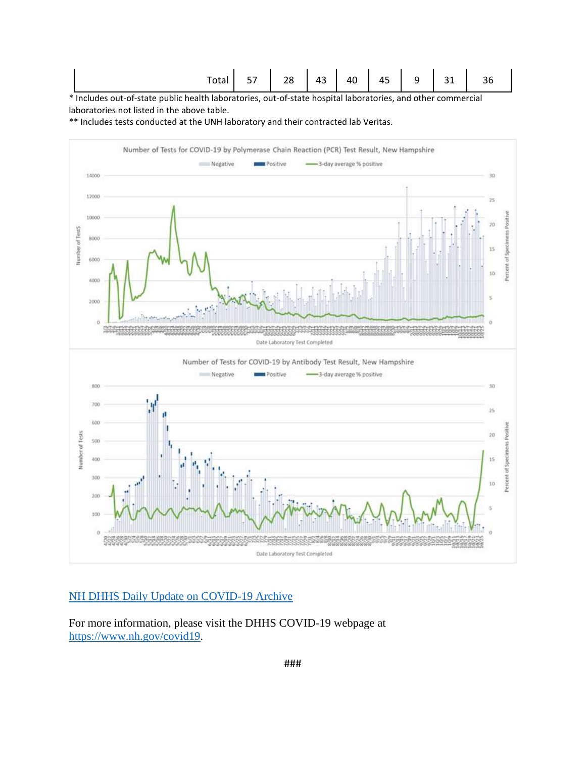| | | | | | | | | |
|---|---|---|---|---|---|---|---|---|
| Total | 57 | 28 | 43 | 40 | 45 | 9 | 31 | 36 |

* Includes out-of-state public health laboratories, out-of-state hospital laboratories, and other commercial laboratories not listed in the above table.
** Includes tests conducted at the UNH laboratory and their contracted lab Veritas.

Number of Tests for COVID-19 by Polymerase Chain Reaction (PCR) Test Result, New Hampshire

Negative
Positive
3-day average % positive

Number of TestS
14000
12000
10000
8000
6000
4000
2000
0

Percent of Specimens Positive
30
25
20
15
10
5
0

Date Laboratory Test Completed

Number of Tests for COVID-19 by Antibody Test Result, New Hampshire

Negative
Positive
3-day average % positive

Number of Tests
800
700
600
500
400
300
200
100
0

Percent of Specimens Positive
30
25
20
15
10
5
0

Date Laboratory Test Completed

[NH DHHS Daily Update on COVID-19 Archive](NH DHHS Daily Update on COVID-19 Archive)

For more information, please visit the DHHS COVID-19 webpage at https://www.nh.gov/covid19.

###